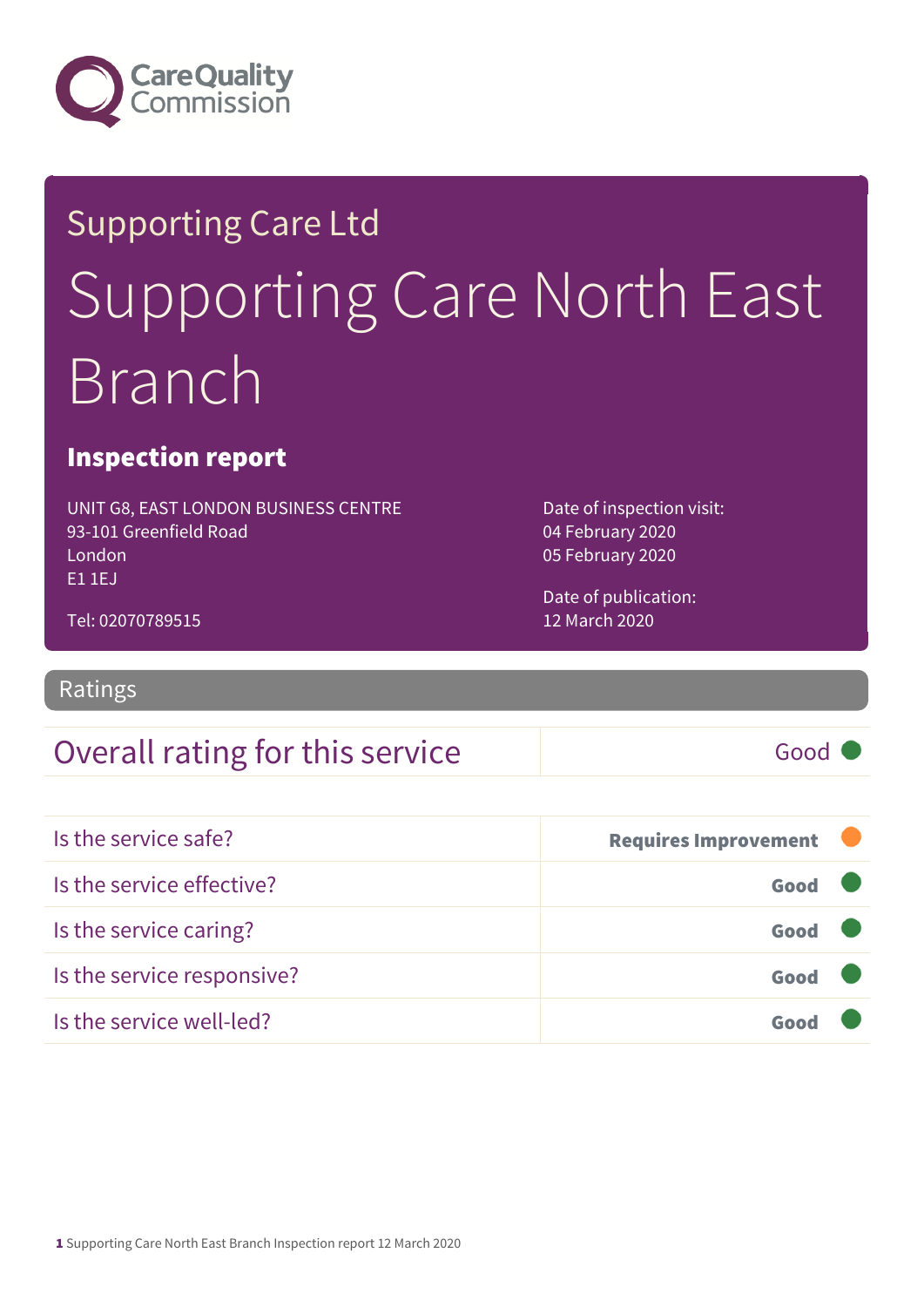Supporting Care Ltd

# Supporting Care North East Branch

## Inspection report

UNIT G8, EAST LONDON BUSINESS CENTRE
93-101 Greenfield Road
London
E1 1EJ

Tel: 02070789515

Date of inspection visit:
04 February 2020
05 February 2020

Date of publication:
12 March 2020

## Ratings

| Overall rating for this service | Good |
|---|---|

| | |
|---|---|
| Is the service safe? | **Requires Improvement** |
| Is the service effective? | **Good** |
| Is the service caring? | **Good** |
| Is the service responsive? | **Good** |
| Is the service well-led? | **Good** |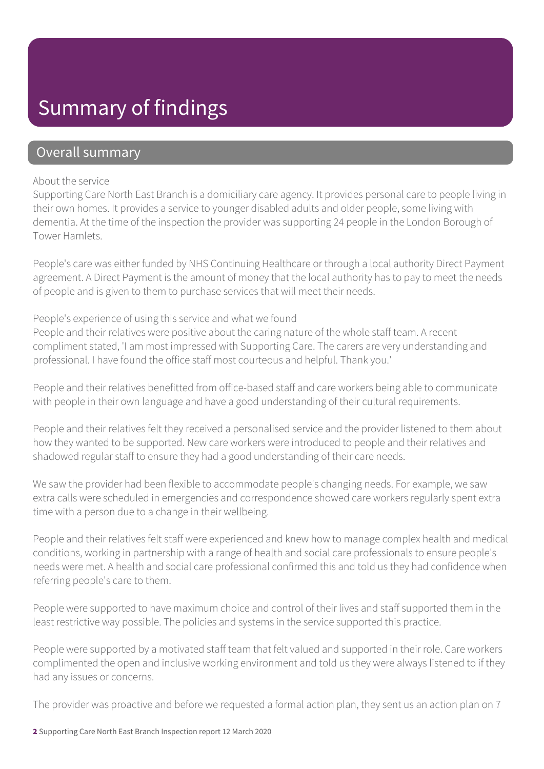# Summary of findings

## Overall summary

About the service

Supporting Care North East Branch is a domiciliary care agency. It provides personal care to people living in their own homes. It provides a service to younger disabled adults and older people, some living with dementia. At the time of the inspection the provider was supporting 24 people in the London Borough of Tower Hamlets.

People's care was either funded by NHS Continuing Healthcare or through a local authority Direct Payment agreement. A Direct Payment is the amount of money that the local authority has to pay to meet the needs of people and is given to them to purchase services that will meet their needs.

People's experience of using this service and what we found

People and their relatives were positive about the caring nature of the whole staff team. A recent compliment stated, 'I am most impressed with Supporting Care. The carers are very understanding and professional. I have found the office staff most courteous and helpful. Thank you.'

People and their relatives benefitted from office-based staff and care workers being able to communicate with people in their own language and have a good understanding of their cultural requirements.

People and their relatives felt they received a personalised service and the provider listened to them about how they wanted to be supported. New care workers were introduced to people and their relatives and shadowed regular staff to ensure they had a good understanding of their care needs.

We saw the provider had been flexible to accommodate people's changing needs. For example, we saw extra calls were scheduled in emergencies and correspondence showed care workers regularly spent extra time with a person due to a change in their wellbeing.

People and their relatives felt staff were experienced and knew how to manage complex health and medical conditions, working in partnership with a range of health and social care professionals to ensure people's needs were met. A health and social care professional confirmed this and told us they had confidence when referring people's care to them.

People were supported to have maximum choice and control of their lives and staff supported them in the least restrictive way possible. The policies and systems in the service supported this practice.

People were supported by a motivated staff team that felt valued and supported in their role. Care workers complimented the open and inclusive working environment and told us they were always listened to if they had any issues or concerns.

The provider was proactive and before we requested a formal action plan, they sent us an action plan on 7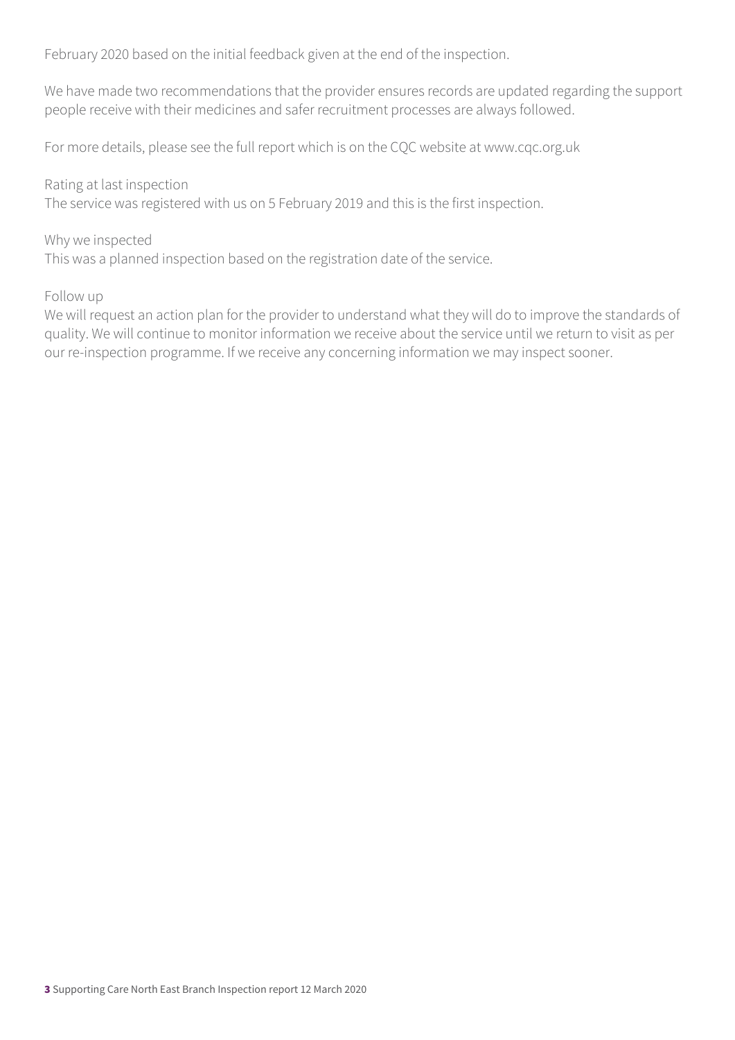February 2020 based on the initial feedback given at the end of the inspection.

We have made two recommendations that the provider ensures records are updated regarding the support people receive with their medicines and safer recruitment processes are always followed.

For more details, please see the full report which is on the CQC website at www.cqc.org.uk

Rating at last inspection
The service was registered with us on 5 February 2019 and this is the first inspection.

Why we inspected
This was a planned inspection based on the registration date of the service.

Follow up
We will request an action plan for the provider to understand what they will do to improve the standards of quality. We will continue to monitor information we receive about the service until we return to visit as per our re-inspection programme. If we receive any concerning information we may inspect sooner.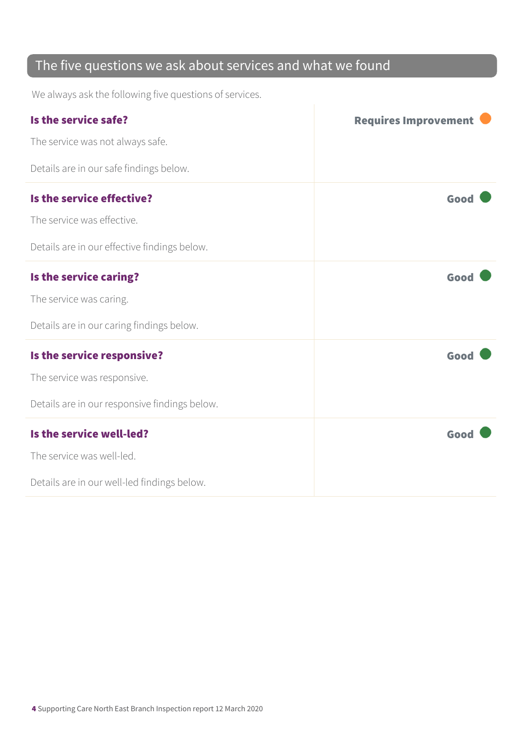## The five questions we ask about services and what we found

We always ask the following five questions of services.

| | |
|---|---|
| **Is the service safe?**<br><br>The service was not always safe.<br><br>Details are in our safe findings below. | **Requires Improvement** |
| **Is the service effective?**<br><br>The service was effective.<br><br>Details are in our effective findings below. | **Good** |
| **Is the service caring?**<br><br>The service was caring.<br><br>Details are in our caring findings below. | **Good** |
| **Is the service responsive?**<br><br>The service was responsive.<br><br>Details are in our responsive findings below. | **Good** |
| **Is the service well-led?**<br><br>The service was well-led.<br><br>Details are in our well-led findings below. | **Good** |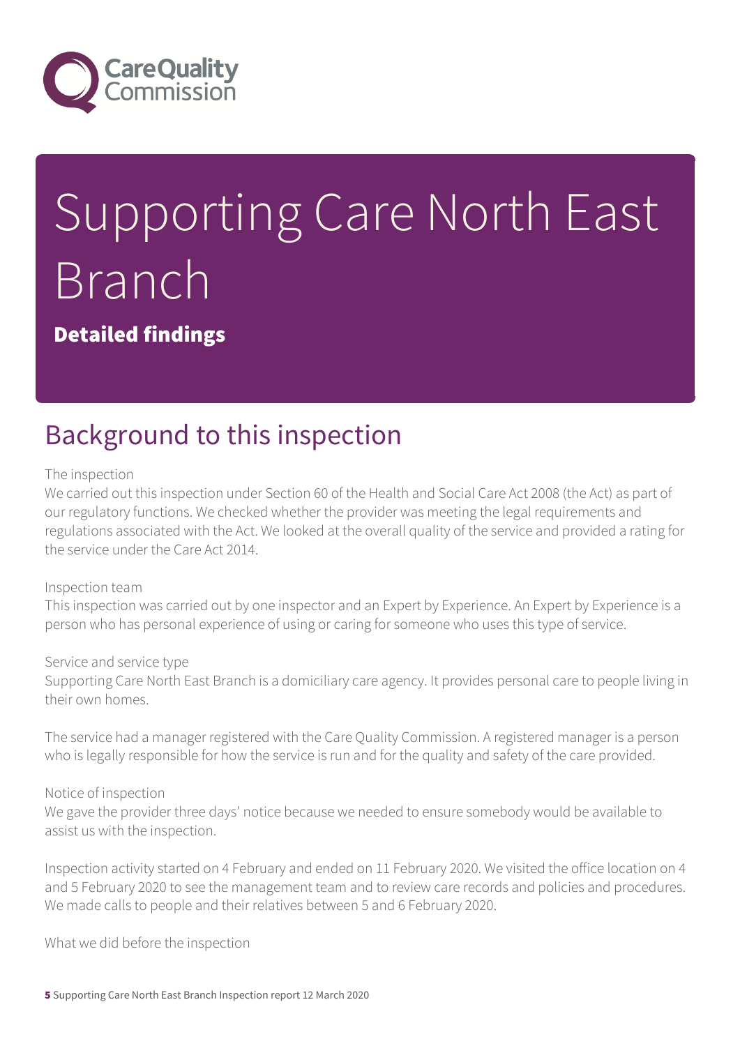# Supporting Care North East Branch

**Detailed findings**

## Background to this inspection

The inspection

We carried out this inspection under Section 60 of the Health and Social Care Act 2008 (the Act) as part of our regulatory functions. We checked whether the provider was meeting the legal requirements and regulations associated with the Act. We looked at the overall quality of the service and provided a rating for the service under the Care Act 2014.

Inspection team

This inspection was carried out by one inspector and an Expert by Experience. An Expert by Experience is a person who has personal experience of using or caring for someone who uses this type of service.

Service and service type

Supporting Care North East Branch is a domiciliary care agency. It provides personal care to people living in their own homes.

The service had a manager registered with the Care Quality Commission. A registered manager is a person who is legally responsible for how the service is run and for the quality and safety of the care provided.

Notice of inspection

We gave the provider three days' notice because we needed to ensure somebody would be available to assist us with the inspection.

Inspection activity started on 4 February and ended on 11 February 2020. We visited the office location on 4 and 5 February 2020 to see the management team and to review care records and policies and procedures. We made calls to people and their relatives between 5 and 6 February 2020.

What we did before the inspection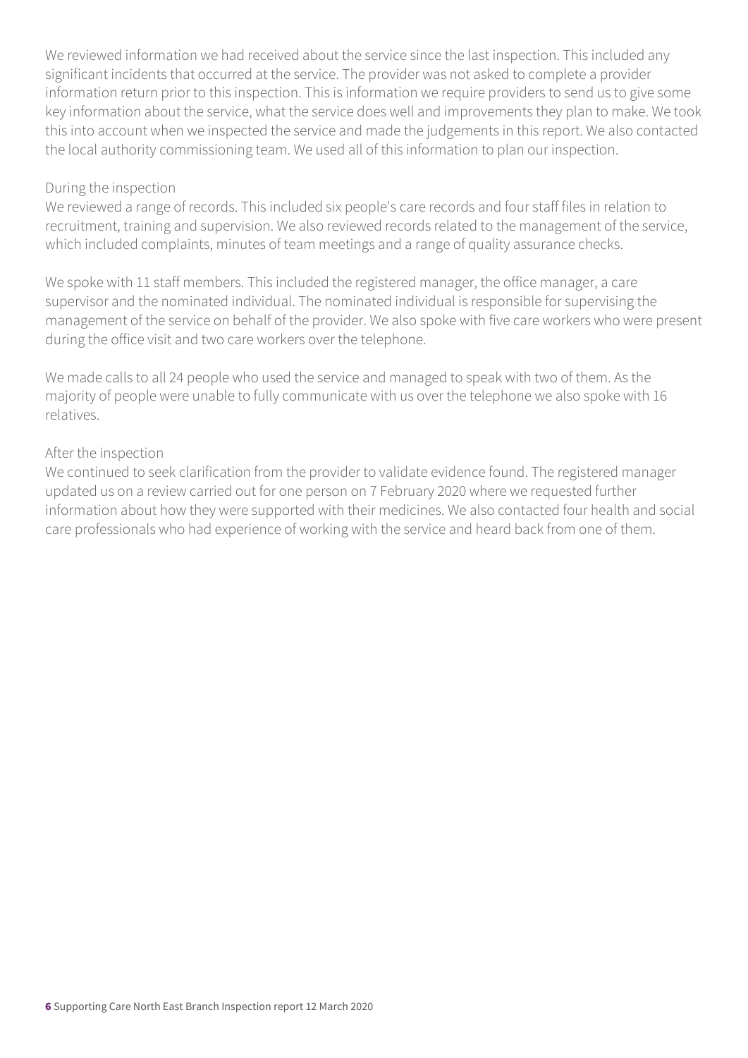We reviewed information we had received about the service since the last inspection. This included any significant incidents that occurred at the service. The provider was not asked to complete a provider information return prior to this inspection. This is information we require providers to send us to give some key information about the service, what the service does well and improvements they plan to make. We took this into account when we inspected the service and made the judgements in this report. We also contacted the local authority commissioning team. We used all of this information to plan our inspection.

During the inspection

We reviewed a range of records. This included six people's care records and four staff files in relation to recruitment, training and supervision. We also reviewed records related to the management of the service, which included complaints, minutes of team meetings and a range of quality assurance checks.

We spoke with 11 staff members. This included the registered manager, the office manager, a care supervisor and the nominated individual. The nominated individual is responsible for supervising the management of the service on behalf of the provider. We also spoke with five care workers who were present during the office visit and two care workers over the telephone.

We made calls to all 24 people who used the service and managed to speak with two of them. As the majority of people were unable to fully communicate with us over the telephone we also spoke with 16 relatives.

After the inspection

We continued to seek clarification from the provider to validate evidence found. The registered manager updated us on a review carried out for one person on 7 February 2020 where we requested further information about how they were supported with their medicines. We also contacted four health and social care professionals who had experience of working with the service and heard back from one of them.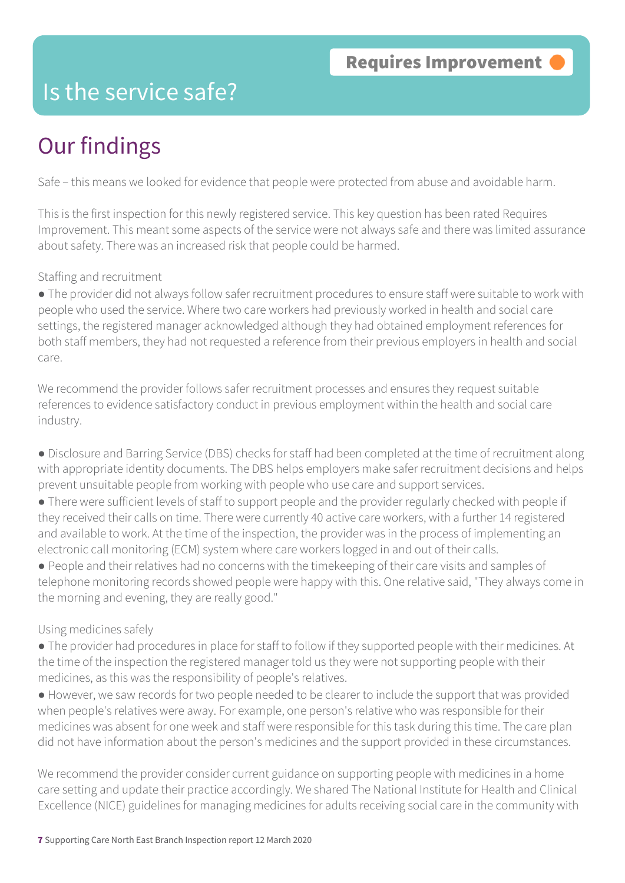## Is the service safe?

**Requires Improvement**

# Our findings

Safe – this means we looked for evidence that people were protected from abuse and avoidable harm.

This is the first inspection for this newly registered service. This key question has been rated Requires Improvement. This meant some aspects of the service were not always safe and there was limited assurance about safety. There was an increased risk that people could be harmed.

Staffing and recruitment

- The provider did not always follow safer recruitment procedures to ensure staff were suitable to work with people who used the service. Where two care workers had previously worked in health and social care settings, the registered manager acknowledged although they had obtained employment references for both staff members, they had not requested a reference from their previous employers in health and social care.

We recommend the provider follows safer recruitment processes and ensures they request suitable references to evidence satisfactory conduct in previous employment within the health and social care industry.

- Disclosure and Barring Service (DBS) checks for staff had been completed at the time of recruitment along with appropriate identity documents. The DBS helps employers make safer recruitment decisions and helps prevent unsuitable people from working with people who use care and support services.
- There were sufficient levels of staff to support people and the provider regularly checked with people if they received their calls on time. There were currently 40 active care workers, with a further 14 registered and available to work. At the time of the inspection, the provider was in the process of implementing an electronic call monitoring (ECM) system where care workers logged in and out of their calls.
- People and their relatives had no concerns with the timekeeping of their care visits and samples of telephone monitoring records showed people were happy with this. One relative said, "They always come in the morning and evening, they are really good."

Using medicines safely

- The provider had procedures in place for staff to follow if they supported people with their medicines. At the time of the inspection the registered manager told us they were not supporting people with their medicines, as this was the responsibility of people's relatives.
- However, we saw records for two people needed to be clearer to include the support that was provided when people's relatives were away. For example, one person's relative who was responsible for their medicines was absent for one week and staff were responsible for this task during this time. The care plan did not have information about the person's medicines and the support provided in these circumstances.

We recommend the provider consider current guidance on supporting people with medicines in a home care setting and update their practice accordingly. We shared The National Institute for Health and Clinical Excellence (NICE) guidelines for managing medicines for adults receiving social care in the community with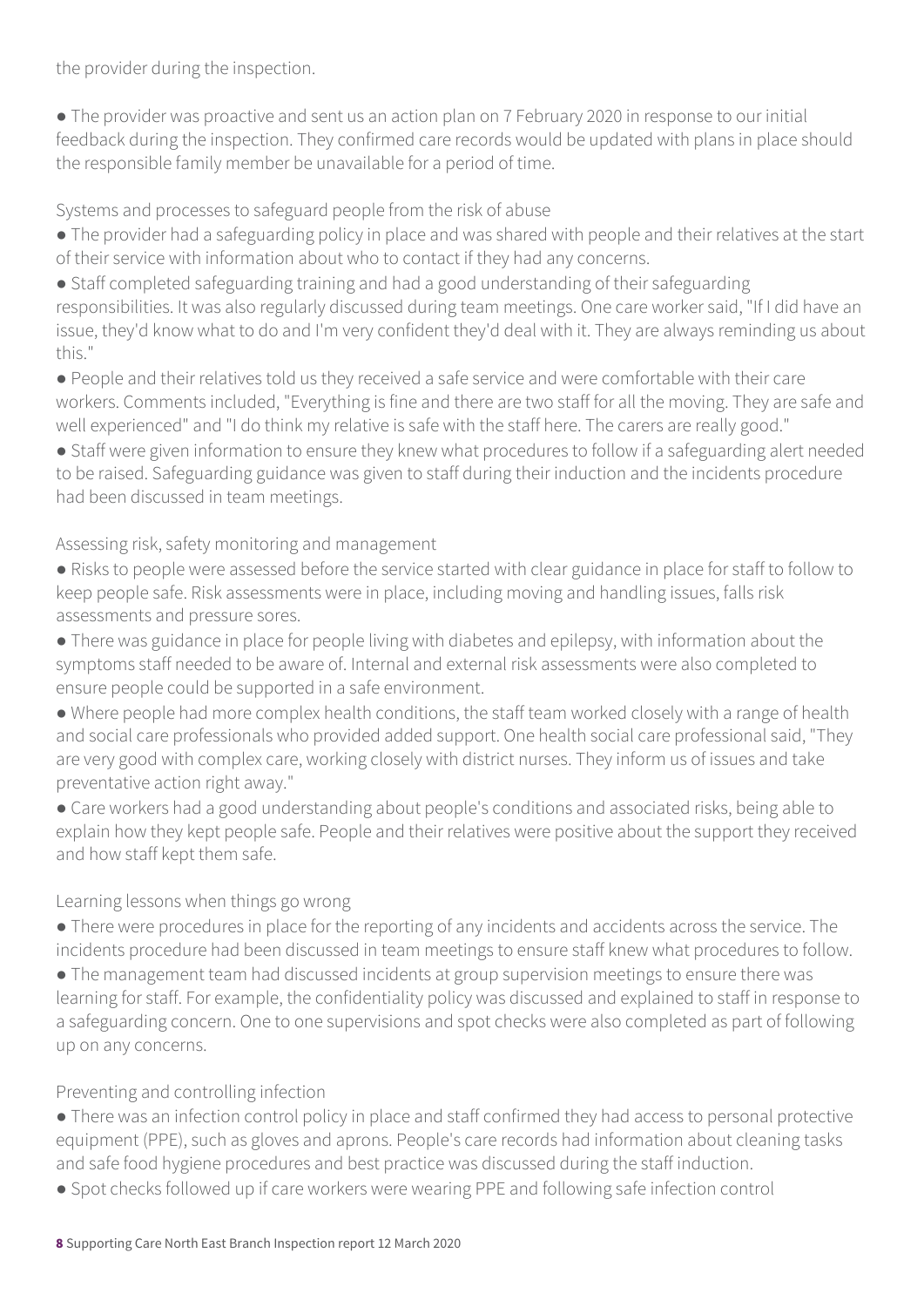the provider during the inspection.

- The provider was proactive and sent us an action plan on 7 February 2020 in response to our initial feedback during the inspection. They confirmed care records would be updated with plans in place should the responsible family member be unavailable for a period of time.

Systems and processes to safeguard people from the risk of abuse

- The provider had a safeguarding policy in place and was shared with people and their relatives at the start of their service with information about who to contact if they had any concerns.
- Staff completed safeguarding training and had a good understanding of their safeguarding responsibilities. It was also regularly discussed during team meetings. One care worker said, "If I did have an issue, they'd know what to do and I'm very confident they'd deal with it. They are always reminding us about this."
- People and their relatives told us they received a safe service and were comfortable with their care workers. Comments included, "Everything is fine and there are two staff for all the moving. They are safe and well experienced" and "I do think my relative is safe with the staff here. The carers are really good."
- Staff were given information to ensure they knew what procedures to follow if a safeguarding alert needed to be raised. Safeguarding guidance was given to staff during their induction and the incidents procedure had been discussed in team meetings.

Assessing risk, safety monitoring and management

- Risks to people were assessed before the service started with clear guidance in place for staff to follow to keep people safe. Risk assessments were in place, including moving and handling issues, falls risk assessments and pressure sores.
- There was guidance in place for people living with diabetes and epilepsy, with information about the symptoms staff needed to be aware of. Internal and external risk assessments were also completed to ensure people could be supported in a safe environment.
- Where people had more complex health conditions, the staff team worked closely with a range of health and social care professionals who provided added support. One health social care professional said, "They are very good with complex care, working closely with district nurses. They inform us of issues and take preventative action right away."
- Care workers had a good understanding about people's conditions and associated risks, being able to explain how they kept people safe. People and their relatives were positive about the support they received and how staff kept them safe.

Learning lessons when things go wrong

- There were procedures in place for the reporting of any incidents and accidents across the service. The incidents procedure had been discussed in team meetings to ensure staff knew what procedures to follow.
- The management team had discussed incidents at group supervision meetings to ensure there was learning for staff. For example, the confidentiality policy was discussed and explained to staff in response to a safeguarding concern. One to one supervisions and spot checks were also completed as part of following up on any concerns.

Preventing and controlling infection

- There was an infection control policy in place and staff confirmed they had access to personal protective equipment (PPE), such as gloves and aprons. People's care records had information about cleaning tasks and safe food hygiene procedures and best practice was discussed during the staff induction.
- Spot checks followed up if care workers were wearing PPE and following safe infection control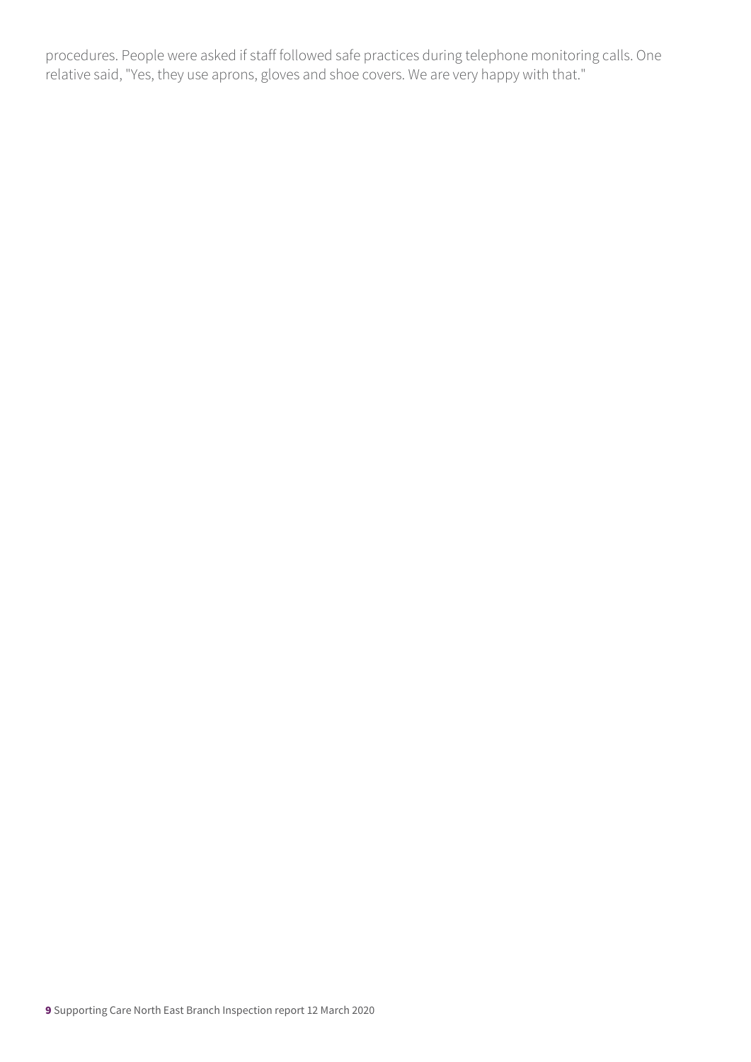procedures. People were asked if staff followed safe practices during telephone monitoring calls. One relative said, "Yes, they use aprons, gloves and shoe covers. We are very happy with that."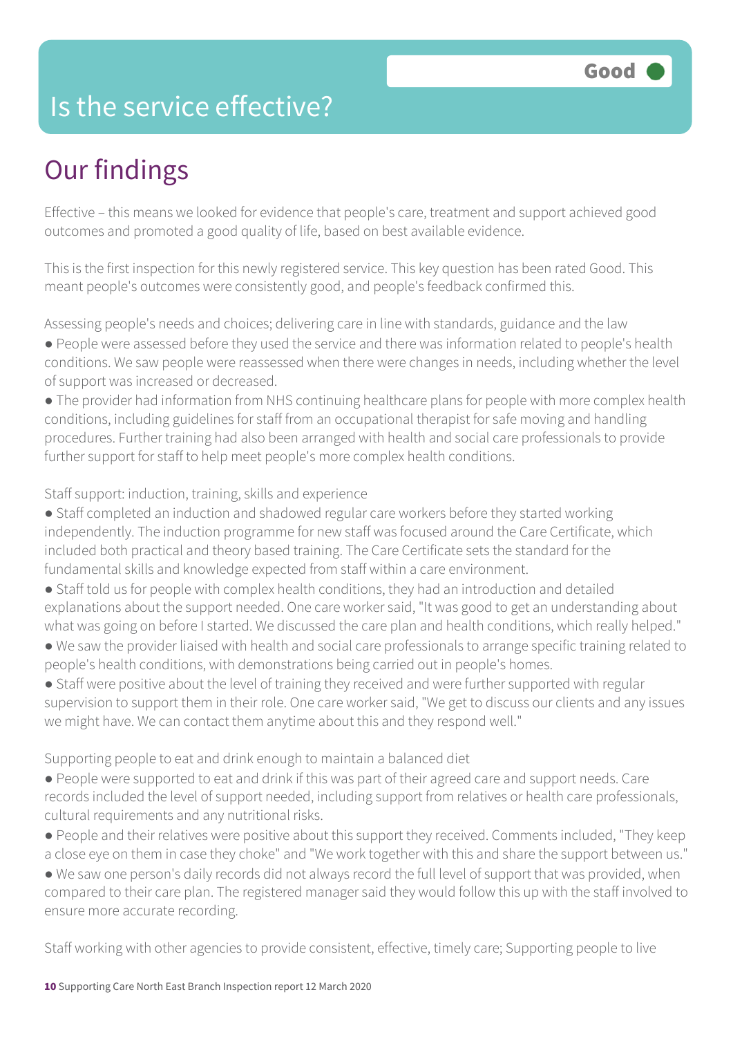# Is the service effective?

Good

## Our findings

Effective – this means we looked for evidence that people's care, treatment and support achieved good outcomes and promoted a good quality of life, based on best available evidence.

This is the first inspection for this newly registered service. This key question has been rated Good. This meant people's outcomes were consistently good, and people's feedback confirmed this.

Assessing people's needs and choices; delivering care in line with standards, guidance and the law

- People were assessed before they used the service and there was information related to people's health conditions. We saw people were reassessed when there were changes in needs, including whether the level of support was increased or decreased.
- The provider had information from NHS continuing healthcare plans for people with more complex health conditions, including guidelines for staff from an occupational therapist for safe moving and handling procedures. Further training had also been arranged with health and social care professionals to provide further support for staff to help meet people's more complex health conditions.

Staff support: induction, training, skills and experience

- Staff completed an induction and shadowed regular care workers before they started working independently. The induction programme for new staff was focused around the Care Certificate, which included both practical and theory based training. The Care Certificate sets the standard for the fundamental skills and knowledge expected from staff within a care environment.
- Staff told us for people with complex health conditions, they had an introduction and detailed explanations about the support needed. One care worker said, "It was good to get an understanding about what was going on before I started. We discussed the care plan and health conditions, which really helped."
- We saw the provider liaised with health and social care professionals to arrange specific training related to people's health conditions, with demonstrations being carried out in people's homes.
- Staff were positive about the level of training they received and were further supported with regular supervision to support them in their role. One care worker said, "We get to discuss our clients and any issues we might have. We can contact them anytime about this and they respond well."

Supporting people to eat and drink enough to maintain a balanced diet

- People were supported to eat and drink if this was part of their agreed care and support needs. Care records included the level of support needed, including support from relatives or health care professionals, cultural requirements and any nutritional risks.
- People and their relatives were positive about this support they received. Comments included, "They keep a close eye on them in case they choke" and "We work together with this and share the support between us."
- We saw one person's daily records did not always record the full level of support that was provided, when compared to their care plan. The registered manager said they would follow this up with the staff involved to ensure more accurate recording.

Staff working with other agencies to provide consistent, effective, timely care; Supporting people to live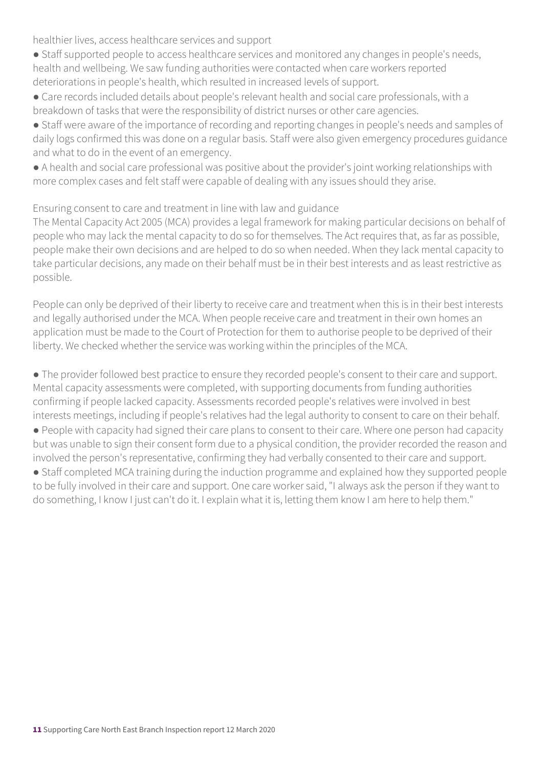healthier lives, access healthcare services and support

- Staff supported people to access healthcare services and monitored any changes in people's needs, health and wellbeing. We saw funding authorities were contacted when care workers reported deteriorations in people's health, which resulted in increased levels of support.
- Care records included details about people's relevant health and social care professionals, with a breakdown of tasks that were the responsibility of district nurses or other care agencies.
- Staff were aware of the importance of recording and reporting changes in people's needs and samples of daily logs confirmed this was done on a regular basis. Staff were also given emergency procedures guidance and what to do in the event of an emergency.
- A health and social care professional was positive about the provider's joint working relationships with more complex cases and felt staff were capable of dealing with any issues should they arise.

Ensuring consent to care and treatment in line with law and guidance

The Mental Capacity Act 2005 (MCA) provides a legal framework for making particular decisions on behalf of people who may lack the mental capacity to do so for themselves. The Act requires that, as far as possible, people make their own decisions and are helped to do so when needed. When they lack mental capacity to take particular decisions, any made on their behalf must be in their best interests and as least restrictive as possible.

People can only be deprived of their liberty to receive care and treatment when this is in their best interests and legally authorised under the MCA. When people receive care and treatment in their own homes an application must be made to the Court of Protection for them to authorise people to be deprived of their liberty. We checked whether the service was working within the principles of the MCA.

- The provider followed best practice to ensure they recorded people's consent to their care and support. Mental capacity assessments were completed, with supporting documents from funding authorities confirming if people lacked capacity. Assessments recorded people's relatives were involved in best interests meetings, including if people's relatives had the legal authority to consent to care on their behalf.
- People with capacity had signed their care plans to consent to their care. Where one person had capacity but was unable to sign their consent form due to a physical condition, the provider recorded the reason and involved the person's representative, confirming they had verbally consented to their care and support.
- Staff completed MCA training during the induction programme and explained how they supported people to be fully involved in their care and support. One care worker said, "I always ask the person if they want to do something, I know I just can't do it. I explain what it is, letting them know I am here to help them."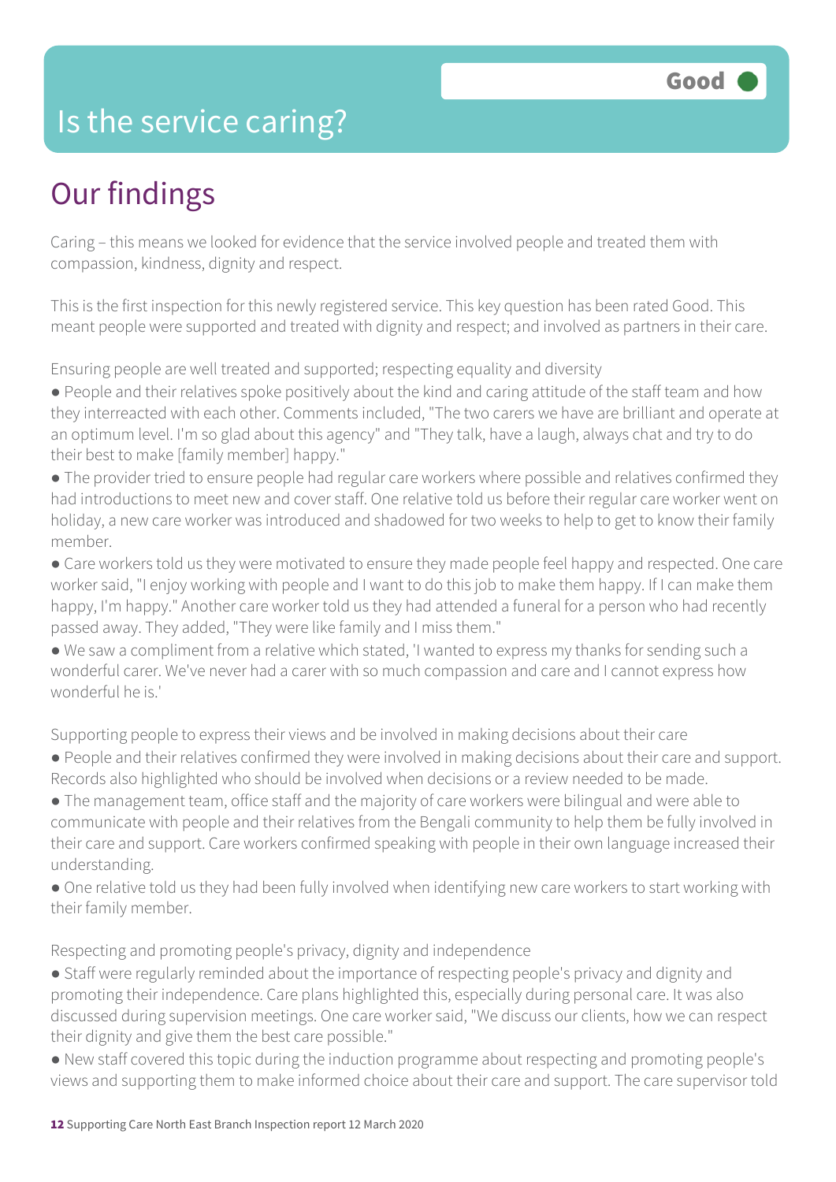# Is the service caring?

Good

## Our findings

Caring – this means we looked for evidence that the service involved people and treated them with compassion, kindness, dignity and respect.

This is the first inspection for this newly registered service. This key question has been rated Good. This meant people were supported and treated with dignity and respect; and involved as partners in their care.

Ensuring people are well treated and supported; respecting equality and diversity

- People and their relatives spoke positively about the kind and caring attitude of the staff team and how they interreacted with each other. Comments included, "The two carers we have are brilliant and operate at an optimum level. I'm so glad about this agency" and "They talk, have a laugh, always chat and try to do their best to make [family member] happy."
- The provider tried to ensure people had regular care workers where possible and relatives confirmed they had introductions to meet new and cover staff. One relative told us before their regular care worker went on holiday, a new care worker was introduced and shadowed for two weeks to help to get to know their family member.
- Care workers told us they were motivated to ensure they made people feel happy and respected. One care worker said, "I enjoy working with people and I want to do this job to make them happy. If I can make them happy, I'm happy." Another care worker told us they had attended a funeral for a person who had recently passed away. They added, "They were like family and I miss them."
- We saw a compliment from a relative which stated, 'I wanted to express my thanks for sending such a wonderful carer. We've never had a carer with so much compassion and care and I cannot express how wonderful he is.'

Supporting people to express their views and be involved in making decisions about their care

- People and their relatives confirmed they were involved in making decisions about their care and support. Records also highlighted who should be involved when decisions or a review needed to be made.
- The management team, office staff and the majority of care workers were bilingual and were able to communicate with people and their relatives from the Bengali community to help them be fully involved in their care and support. Care workers confirmed speaking with people in their own language increased their understanding.
- One relative told us they had been fully involved when identifying new care workers to start working with their family member.

Respecting and promoting people's privacy, dignity and independence

- Staff were regularly reminded about the importance of respecting people's privacy and dignity and promoting their independence. Care plans highlighted this, especially during personal care. It was also discussed during supervision meetings. One care worker said, "We discuss our clients, how we can respect their dignity and give them the best care possible."
- New staff covered this topic during the induction programme about respecting and promoting people's views and supporting them to make informed choice about their care and support. The care supervisor told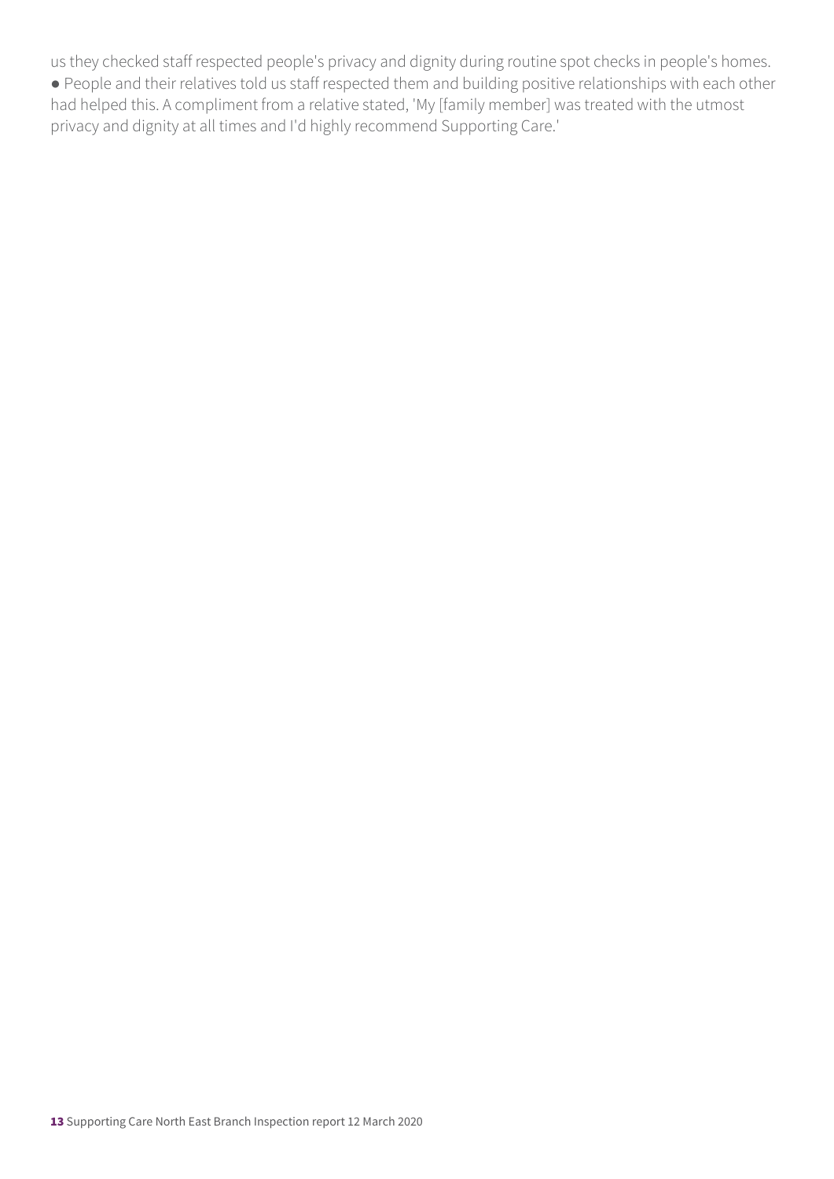us they checked staff respected people's privacy and dignity during routine spot checks in people's homes.

● People and their relatives told us staff respected them and building positive relationships with each other had helped this. A compliment from a relative stated, 'My [family member] was treated with the utmost privacy and dignity at all times and I'd highly recommend Supporting Care.'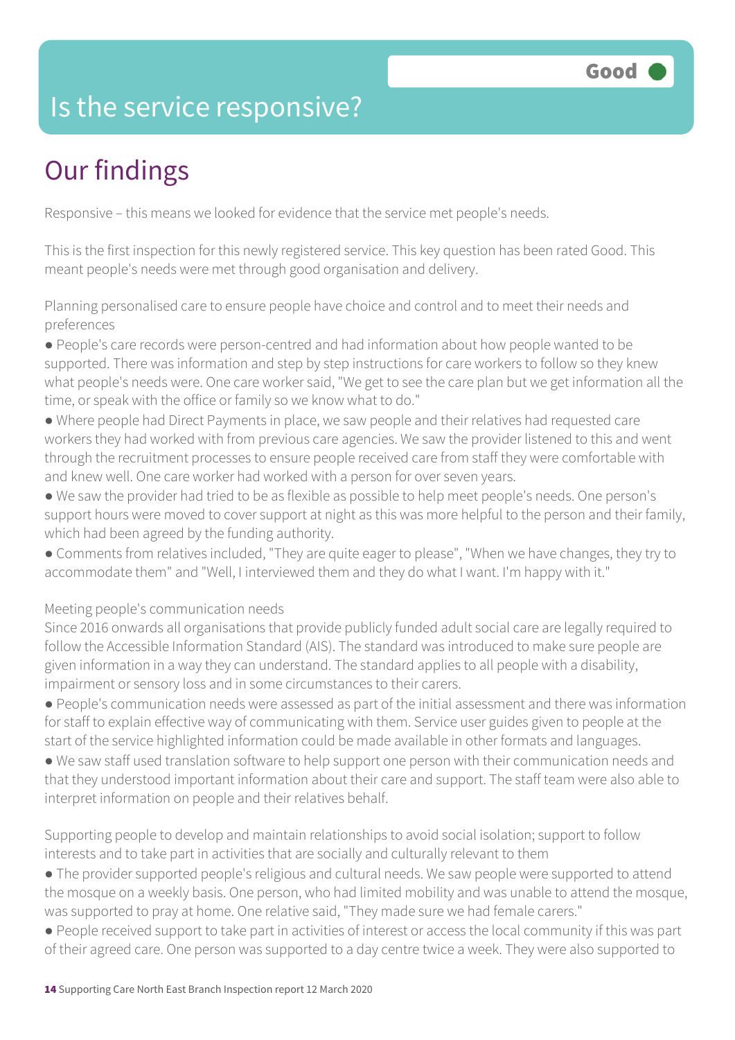# Is the service responsive?

**Good**

## Our findings

Responsive – this means we looked for evidence that the service met people's needs.

This is the first inspection for this newly registered service. This key question has been rated Good. This meant people's needs were met through good organisation and delivery.

Planning personalised care to ensure people have choice and control and to meet their needs and preferences

- People's care records were person-centred and had information about how people wanted to be supported. There was information and step by step instructions for care workers to follow so they knew what people's needs were. One care worker said, "We get to see the care plan but we get information all the time, or speak with the office or family so we know what to do."
- Where people had Direct Payments in place, we saw people and their relatives had requested care workers they had worked with from previous care agencies. We saw the provider listened to this and went through the recruitment processes to ensure people received care from staff they were comfortable with and knew well. One care worker had worked with a person for over seven years.
- We saw the provider had tried to be as flexible as possible to help meet people's needs. One person's support hours were moved to cover support at night as this was more helpful to the person and their family, which had been agreed by the funding authority.
- Comments from relatives included, "They are quite eager to please", "When we have changes, they try to accommodate them" and "Well, I interviewed them and they do what I want. I'm happy with it."

Meeting people's communication needs

Since 2016 onwards all organisations that provide publicly funded adult social care are legally required to follow the Accessible Information Standard (AIS). The standard was introduced to make sure people are given information in a way they can understand. The standard applies to all people with a disability, impairment or sensory loss and in some circumstances to their carers.

- People's communication needs were assessed as part of the initial assessment and there was information for staff to explain effective way of communicating with them. Service user guides given to people at the start of the service highlighted information could be made available in other formats and languages.
- We saw staff used translation software to help support one person with their communication needs and that they understood important information about their care and support. The staff team were also able to interpret information on people and their relatives behalf.

Supporting people to develop and maintain relationships to avoid social isolation; support to follow interests and to take part in activities that are socially and culturally relevant to them

- The provider supported people's religious and cultural needs. We saw people were supported to attend the mosque on a weekly basis. One person, who had limited mobility and was unable to attend the mosque, was supported to pray at home. One relative said, "They made sure we had female carers."
- People received support to take part in activities of interest or access the local community if this was part of their agreed care. One person was supported to a day centre twice a week. They were also supported to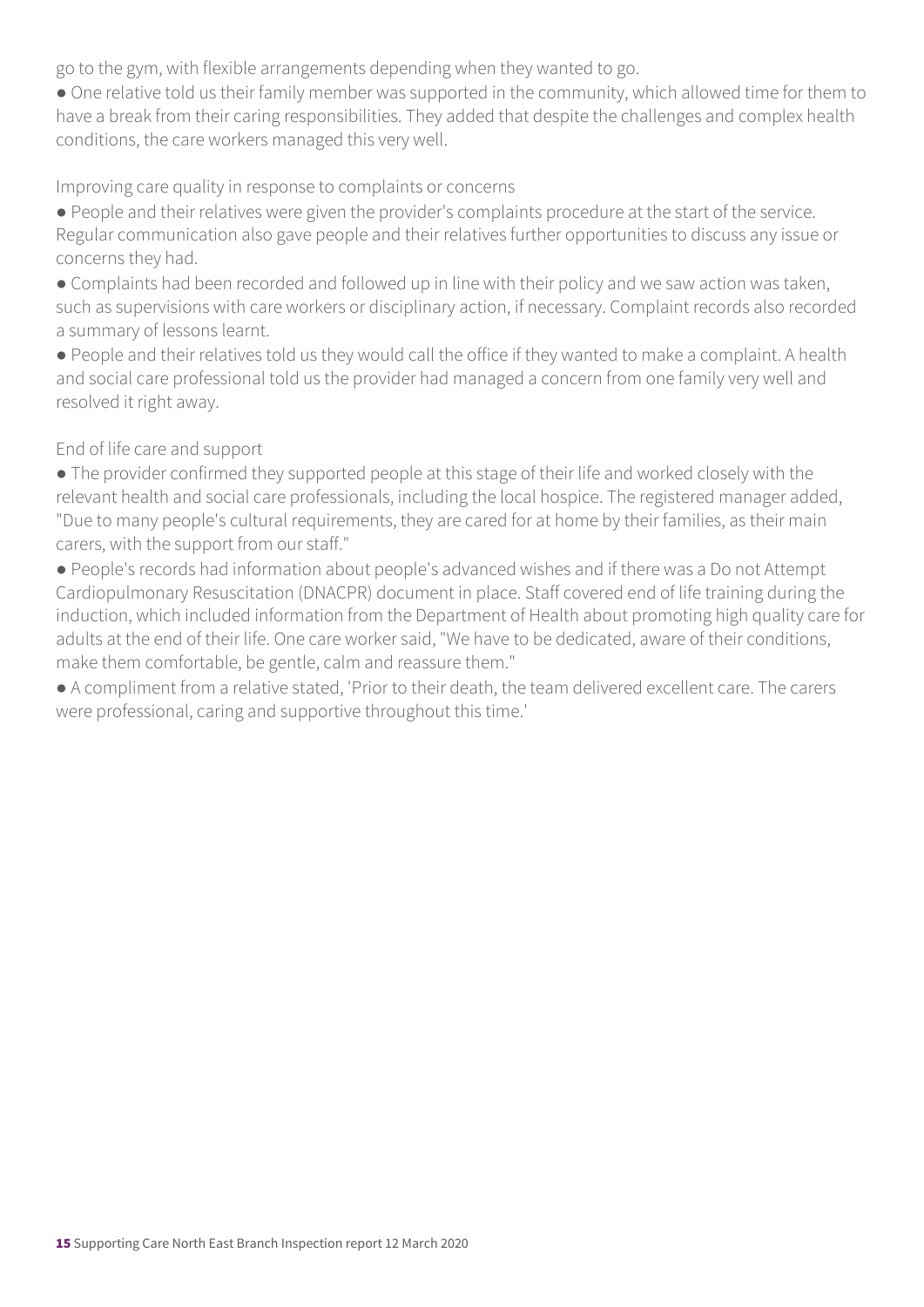go to the gym, with flexible arrangements depending when they wanted to go.

● One relative told us their family member was supported in the community, which allowed time for them to have a break from their caring responsibilities. They added that despite the challenges and complex health conditions, the care workers managed this very well.

Improving care quality in response to complaints or concerns

● People and their relatives were given the provider's complaints procedure at the start of the service. Regular communication also gave people and their relatives further opportunities to discuss any issue or concerns they had.

● Complaints had been recorded and followed up in line with their policy and we saw action was taken, such as supervisions with care workers or disciplinary action, if necessary. Complaint records also recorded a summary of lessons learnt.

● People and their relatives told us they would call the office if they wanted to make a complaint. A health and social care professional told us the provider had managed a concern from one family very well and resolved it right away.

End of life care and support

● The provider confirmed they supported people at this stage of their life and worked closely with the relevant health and social care professionals, including the local hospice. The registered manager added, "Due to many people's cultural requirements, they are cared for at home by their families, as their main carers, with the support from our staff."

● People's records had information about people's advanced wishes and if there was a Do not Attempt Cardiopulmonary Resuscitation (DNACPR) document in place. Staff covered end of life training during the induction, which included information from the Department of Health about promoting high quality care for adults at the end of their life. One care worker said, "We have to be dedicated, aware of their conditions, make them comfortable, be gentle, calm and reassure them."

● A compliment from a relative stated, 'Prior to their death, the team delivered excellent care. The carers were professional, caring and supportive throughout this time.'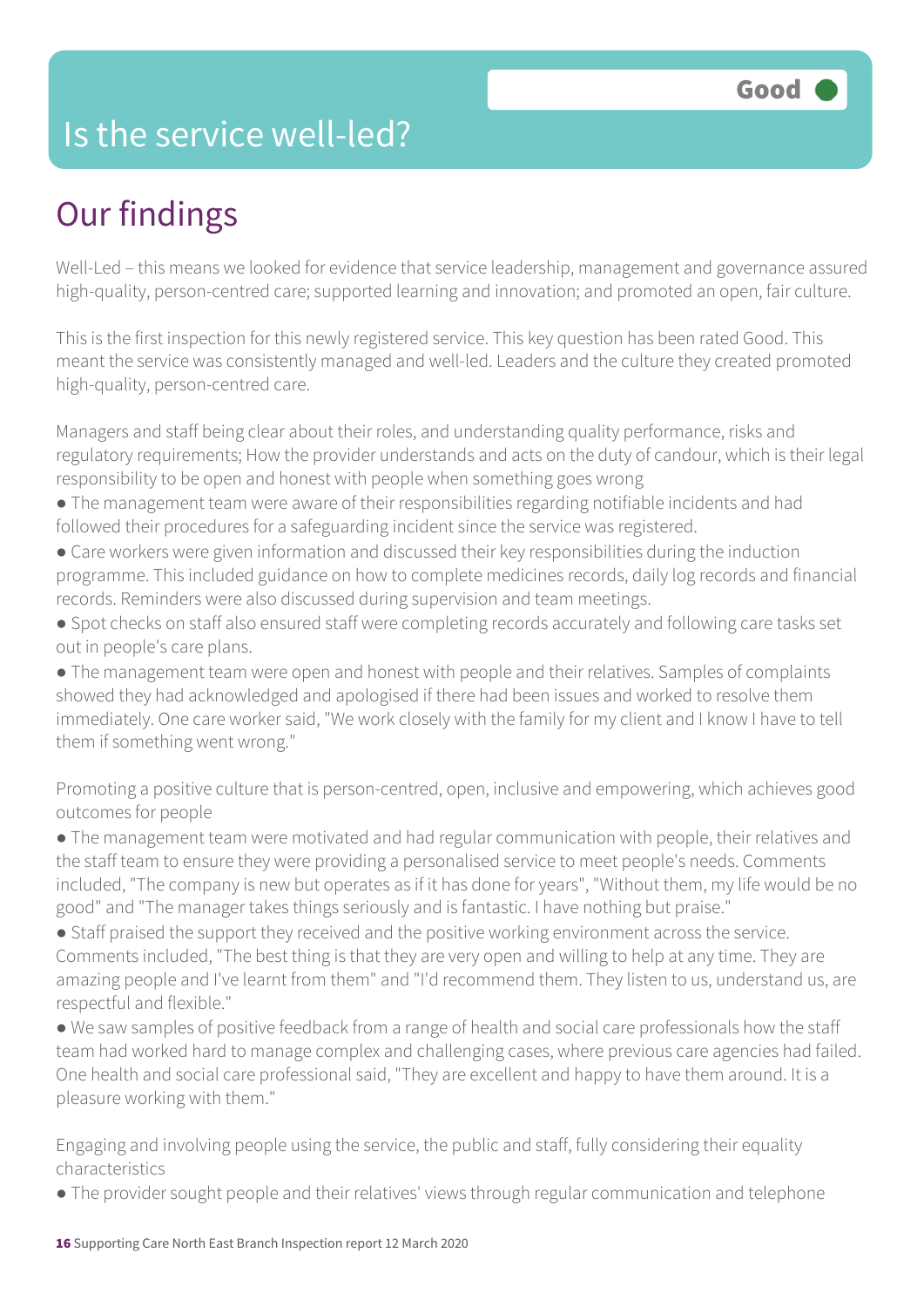# Is the service well-led?

**Good**

## Our findings

Well-Led – this means we looked for evidence that service leadership, management and governance assured high-quality, person-centred care; supported learning and innovation; and promoted an open, fair culture.

This is the first inspection for this newly registered service. This key question has been rated Good. This meant the service was consistently managed and well-led. Leaders and the culture they created promoted high-quality, person-centred care.

Managers and staff being clear about their roles, and understanding quality performance, risks and regulatory requirements; How the provider understands and acts on the duty of candour, which is their legal responsibility to be open and honest with people when something goes wrong

- The management team were aware of their responsibilities regarding notifiable incidents and had followed their procedures for a safeguarding incident since the service was registered.
- Care workers were given information and discussed their key responsibilities during the induction programme. This included guidance on how to complete medicines records, daily log records and financial records. Reminders were also discussed during supervision and team meetings.
- Spot checks on staff also ensured staff were completing records accurately and following care tasks set out in people's care plans.
- The management team were open and honest with people and their relatives. Samples of complaints showed they had acknowledged and apologised if there had been issues and worked to resolve them immediately. One care worker said, "We work closely with the family for my client and I know I have to tell them if something went wrong."

Promoting a positive culture that is person-centred, open, inclusive and empowering, which achieves good outcomes for people

- The management team were motivated and had regular communication with people, their relatives and the staff team to ensure they were providing a personalised service to meet people's needs. Comments included, "The company is new but operates as if it has done for years", "Without them, my life would be no good" and "The manager takes things seriously and is fantastic. I have nothing but praise."
- Staff praised the support they received and the positive working environment across the service. Comments included, "The best thing is that they are very open and willing to help at any time. They are amazing people and I've learnt from them" and "I'd recommend them. They listen to us, understand us, are respectful and flexible."
- We saw samples of positive feedback from a range of health and social care professionals how the staff team had worked hard to manage complex and challenging cases, where previous care agencies had failed. One health and social care professional said, "They are excellent and happy to have them around. It is a pleasure working with them."

Engaging and involving people using the service, the public and staff, fully considering their equality characteristics

- The provider sought people and their relatives' views through regular communication and telephone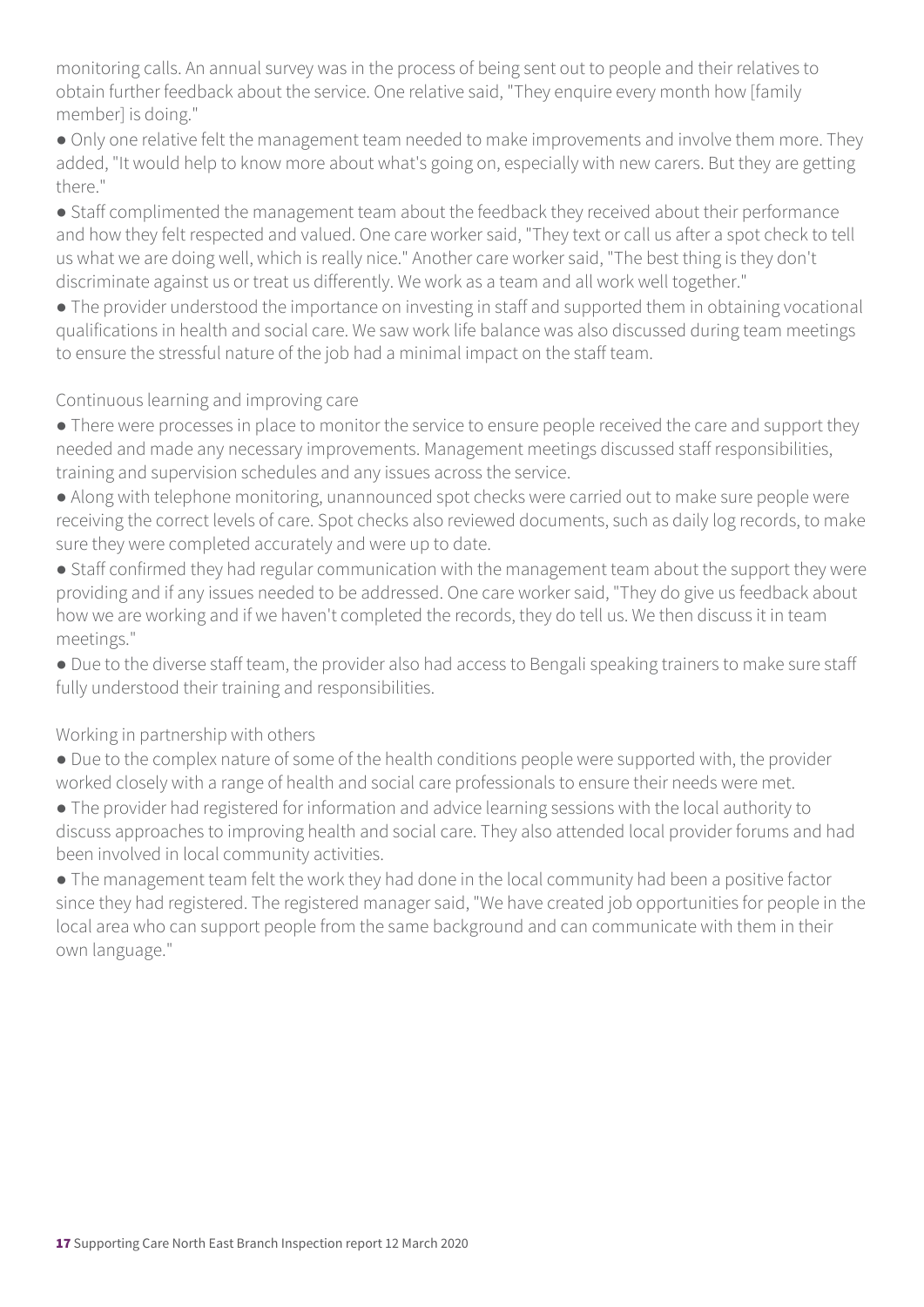monitoring calls. An annual survey was in the process of being sent out to people and their relatives to obtain further feedback about the service. One relative said, "They enquire every month how [family member] is doing."

● Only one relative felt the management team needed to make improvements and involve them more. They added, "It would help to know more about what's going on, especially with new carers. But they are getting there."

● Staff complimented the management team about the feedback they received about their performance and how they felt respected and valued. One care worker said, "They text or call us after a spot check to tell us what we are doing well, which is really nice." Another care worker said, "The best thing is they don't discriminate against us or treat us differently. We work as a team and all work well together."

● The provider understood the importance on investing in staff and supported them in obtaining vocational qualifications in health and social care. We saw work life balance was also discussed during team meetings to ensure the stressful nature of the job had a minimal impact on the staff team.

Continuous learning and improving care

● There were processes in place to monitor the service to ensure people received the care and support they needed and made any necessary improvements. Management meetings discussed staff responsibilities, training and supervision schedules and any issues across the service.

● Along with telephone monitoring, unannounced spot checks were carried out to make sure people were receiving the correct levels of care. Spot checks also reviewed documents, such as daily log records, to make sure they were completed accurately and were up to date.

● Staff confirmed they had regular communication with the management team about the support they were providing and if any issues needed to be addressed. One care worker said, "They do give us feedback about how we are working and if we haven't completed the records, they do tell us. We then discuss it in team meetings."

● Due to the diverse staff team, the provider also had access to Bengali speaking trainers to make sure staff fully understood their training and responsibilities.

Working in partnership with others

● Due to the complex nature of some of the health conditions people were supported with, the provider worked closely with a range of health and social care professionals to ensure their needs were met.

● The provider had registered for information and advice learning sessions with the local authority to discuss approaches to improving health and social care. They also attended local provider forums and had been involved in local community activities.

● The management team felt the work they had done in the local community had been a positive factor since they had registered. The registered manager said, "We have created job opportunities for people in the local area who can support people from the same background and can communicate with them in their own language."